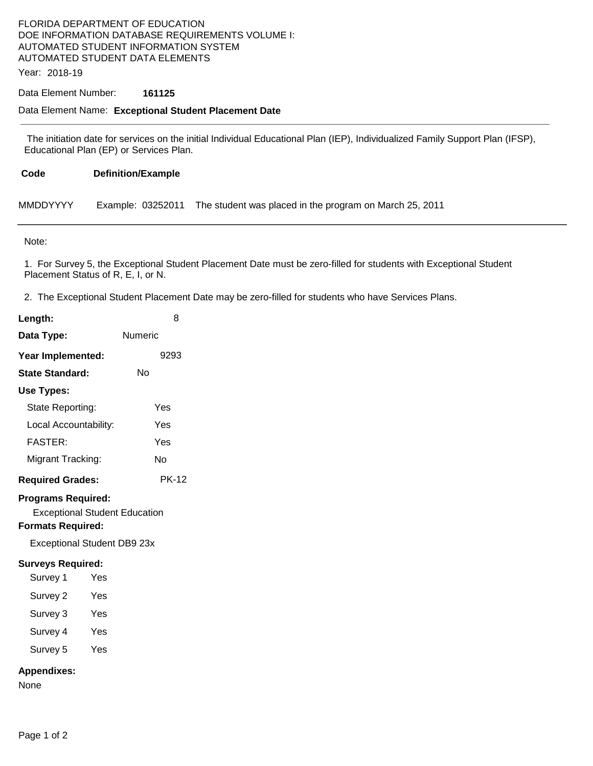FLORIDA DEPARTMENT OF EDUCATION
DOE INFORMATION DATABASE REQUIREMENTS VOLUME I:
AUTOMATED STUDENT INFORMATION SYSTEM
AUTOMATED STUDENT DATA ELEMENTS

Year: 2018-19

Data Element Number: **161125**

Data Element Name: **Exceptional Student Placement Date**

---

The initiation date for services on the initial Individual Educational Plan (IEP), Individualized Family Support Plan (IFSP), Educational Plan (EP) or Services Plan.

| Code | Definition/Example |
|---|---|
| MMDDYYYY | Example: 03252011 The student was placed in the program on March 25, 2011 |

---

Note:

1. For Survey 5, the Exceptional Student Placement Date must be zero-filled for students with Exceptional Student Placement Status of R, E, I, or N.

2. The Exceptional Student Placement Date may be zero-filled for students who have Services Plans.

**Length:** 8

**Data Type:** Numeric

**Year Implemented:** 9293

**State Standard:** No

**Use Types:**

- State Reporting: Yes
- Local Accountability: Yes
- FASTER: Yes
- Migrant Tracking: No

**Required Grades:** PK-12

**Programs Required:**

Exceptional Student Education

**Formats Required:**

Exceptional Student DB9 23x

**Surveys Required:**

- Survey 1 Yes
- Survey 2 Yes
- Survey 3 Yes
- Survey 4 Yes
- Survey 5 Yes

**Appendixes:**

None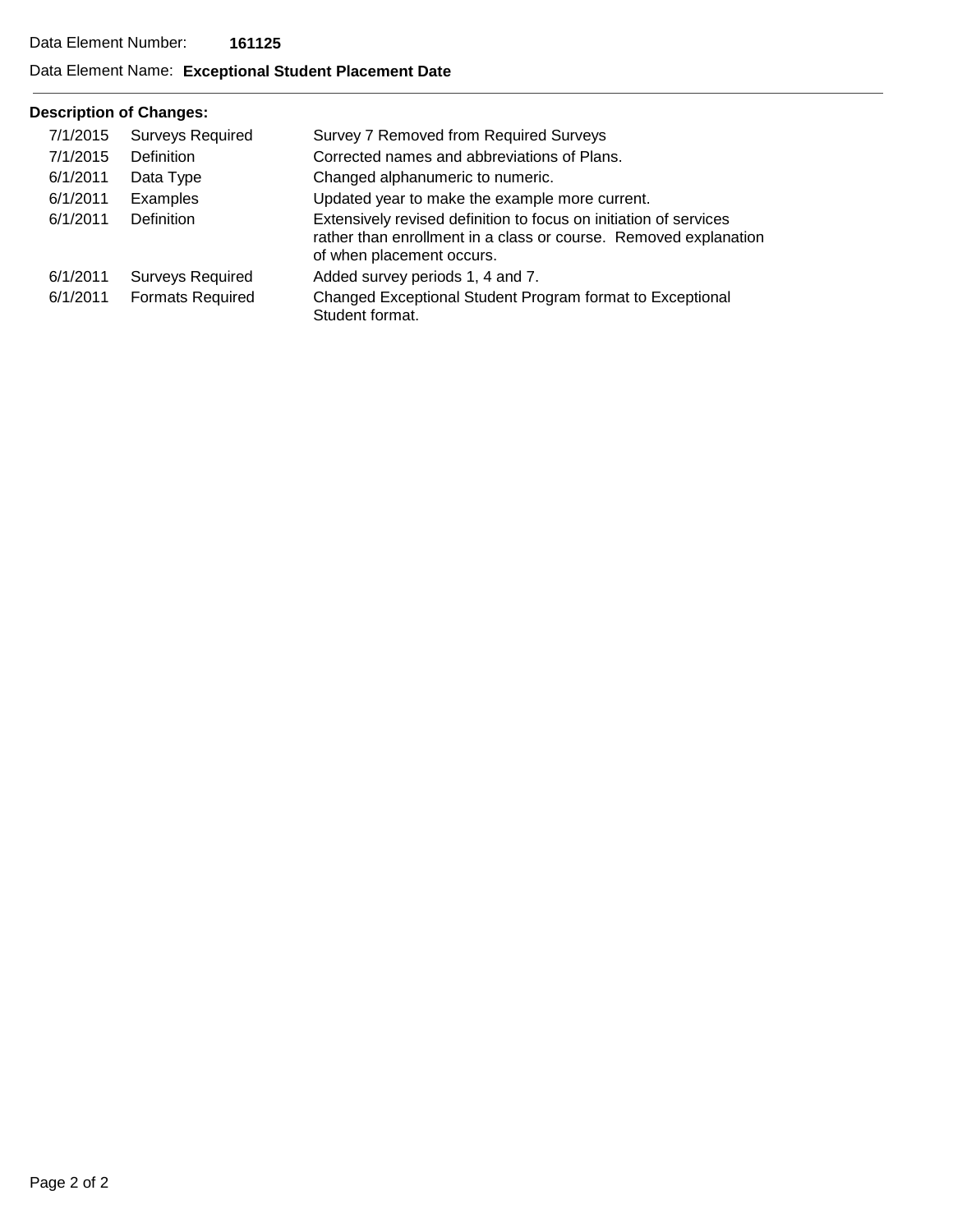Data Element Number: **161125**

Data Element Name: **Exceptional Student Placement Date**

---

**Description of Changes:**

| | | |
|---|---|---|
| 7/1/2015 | Surveys Required | Survey 7 Removed from Required Surveys |
| 7/1/2015 | Definition | Corrected names and abbreviations of Plans. |
| 6/1/2011 | Data Type | Changed alphanumeric to numeric. |
| 6/1/2011 | Examples | Updated year to make the example more current. |
| 6/1/2011 | Definition | Extensively revised definition to focus on initiation of services rather than enrollment in a class or course. Removed explanation of when placement occurs. |
| 6/1/2011 | Surveys Required | Added survey periods 1, 4 and 7. |
| 6/1/2011 | Formats Required | Changed Exceptional Student Program format to Exceptional Student format. |